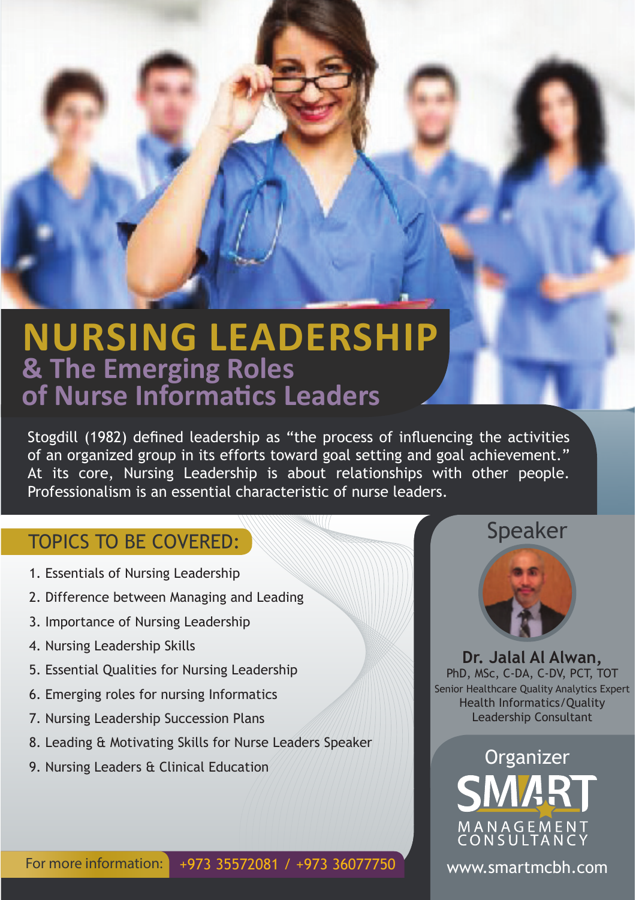# NURSING LEADERSHIP
## & The Emerging Roles of Nurse Informatics Leaders

Stogdill (1982) defined leadership as "the process of influencing the activities of an organized group in its efforts toward goal setting and goal achievement." At its core, Nursing Leadership is about relationships with other people. Professionalism is an essential characteristic of nurse leaders.

## TOPICS TO BE COVERED:

1. Essentials of Nursing Leadership
2. Difference between Managing and Leading
3. Importance of Nursing Leadership
4. Nursing Leadership Skills
5. Essential Qualities for Nursing Leadership
6. Emerging roles for nursing Informatics
7. Nursing Leadership Succession Plans
8. Leading & Motivating Skills for Nurse Leaders Speaker
9. Nursing Leaders & Clinical Education

## Speaker

**Dr. Jalal Al Alwan,**
PhD, MSc, C-DA, C-DV, PCT, TOT
Senior Healthcare Quality Analytics Expert
Health Informatics/Quality
Leadership Consultant

## Organizer

SMART MANAGEMENT CONSULTANCY

www.smartmcbh.com

For more information: +973 35572081 / +973 36077750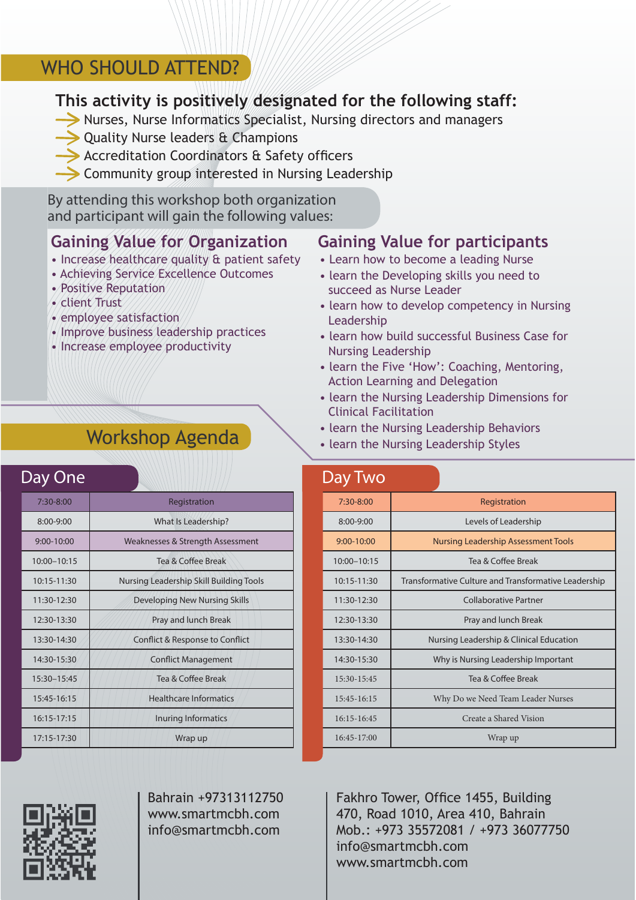## WHO SHOULD ATTEND?

### This activity is positively designated for the following staff:

- Nurses, Nurse Informatics Specialist, Nursing directors and managers
- Quality Nurse leaders & Champions
- Accreditation Coordinators & Safety officers
- Community group interested in Nursing Leadership

By attending this workshop both organization and participant will gain the following values:

### Gaining Value for Organization

- Increase healthcare quality & patient safety
- Achieving Service Excellence Outcomes
- Positive Reputation
- client Trust
- employee satisfaction
- Improve business leadership practices
- Increase employee productivity

### Gaining Value for participants

- Learn how to become a leading Nurse
- learn the Developing skills you need to succeed as Nurse Leader
- learn how to develop competency in Nursing Leadership
- learn how build successful Business Case for Nursing Leadership
- learn the Five 'How': Coaching, Mentoring, Action Learning and Delegation
- learn the Nursing Leadership Dimensions for Clinical Facilitation
- learn the Nursing Leadership Behaviors
- learn the Nursing Leadership Styles

## Workshop Agenda

### Day One

| | |
|---|---|
| 7:30-8:00 | Registration |
| 8:00-9:00 | What Is Leadership? |
| 9:00-10:00 | Weaknesses & Strength Assessment |
| 10:00–10:15 | Tea & Coffee Break |
| 10:15-11:30 | Nursing Leadership Skill Building Tools |
| 11:30-12:30 | Developing New Nursing Skills |
| 12:30-13:30 | Pray and lunch Break |
| 13:30-14:30 | Conflict & Response to Conflict |
| 14:30-15:30 | Conflict Management |
| 15:30–15:45 | Tea & Coffee Break |
| 15:45-16:15 | Healthcare Informatics |
| 16:15-17:15 | Inuring Informatics |
| 17:15-17:30 | Wrap up |

### Day Two

| | |
|---|---|
| 7:30-8:00 | Registration |
| 8:00-9:00 | Levels of Leadership |
| 9:00-10:00 | Nursing Leadership Assessment Tools |
| 10:00–10:15 | Tea & Coffee Break |
| 10:15-11:30 | Transformative Culture and Transformative Leadership |
| 11:30-12:30 | Collaborative Partner |
| 12:30-13:30 | Pray and lunch Break |
| 13:30-14:30 | Nursing Leadership & Clinical Education |
| 14:30-15:30 | Why is Nursing Leadership Important |
| 15:30-15:45 | Tea & Coffee Break |
| 15:45-16:15 | Why Do we Need Team Leader Nurses |
| 16:15-16:45 | Create a Shared Vision |
| 16:45-17:00 | Wrap up |

Bahrain +97313112750
www.smartmcbh.com
info@smartmcbh.com

Fakhro Tower, Office 1455, Building 470, Road 1010, Area 410, Bahrain
Mob.: +973 35572081 / +973 36077750
info@smartmcbh.com
www.smartmcbh.com